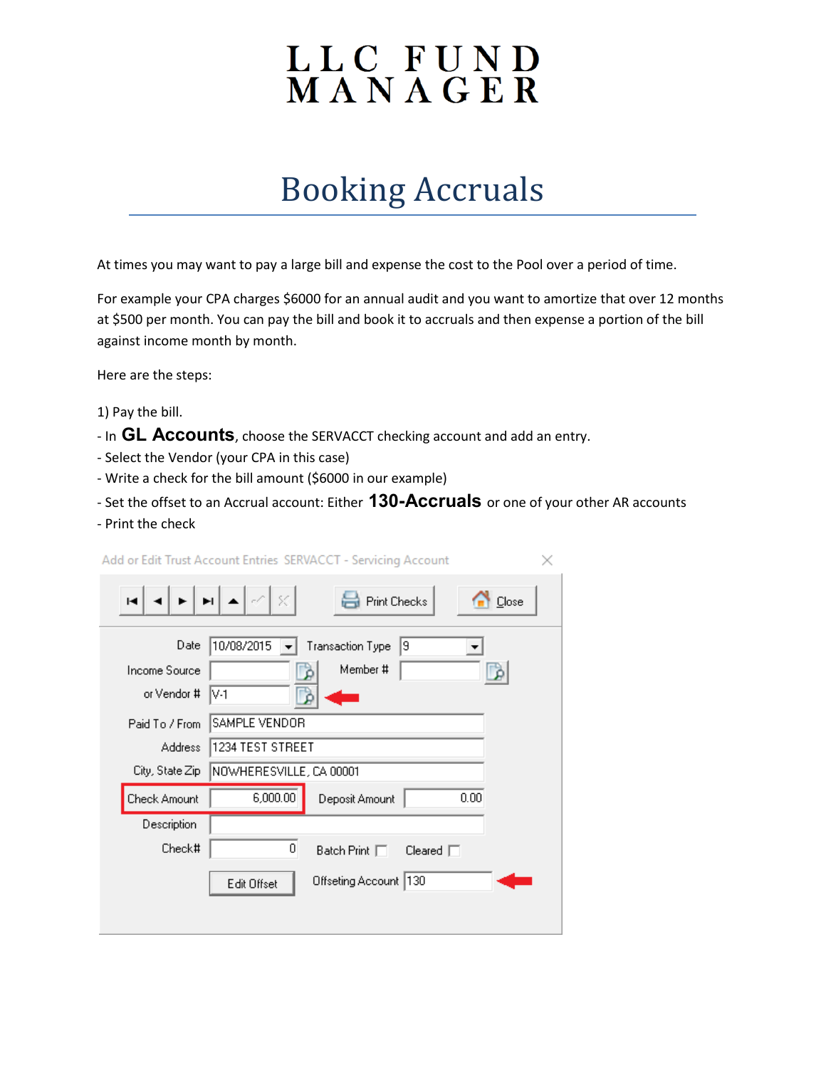# LLC FUND MANAGER

## Booking Accruals

At times you may want to pay a large bill and expense the cost to the Pool over a period of time.

For example your CPA charges $6000 for an annual audit and you want to amortize that over 12 months at $500 per month. You can pay the bill and book it to accruals and then expense a portion of the bill against income month by month.

Here are the steps:

1) Pay the bill.
- In **GL Accounts**, choose the SERVACCT checking account and add an entry.
- Select the Vendor (your CPA in this case)
- Write a check for the bill amount ($6000 in our example)
- Set the offset to an Accrual account: Either **130-Accruals** or one of your other AR accounts
- Print the check

Add or Edit Trust Account Entries SERVACCT - Servicing Account

Print Checks | Close

| | | | |
|---|---|---|---|
| Date | 10/08/2015 | Transaction Type | 9 |
| Income Source | | Member # | |
| or Vendor # | V-1 | | |
| Paid To / From | SAMPLE VENDOR | | |
| Address | 1234 TEST STREET | | |
| City, State Zip | NOWHERESVILLE, CA 00001 | | |
| Check Amount | 6,000.00 | Deposit Amount | 0.00 |
| Description | | | |
| Check# | 0 | Batch Print | Cleared |
| Edit Offset | | Offseting Account | 130 |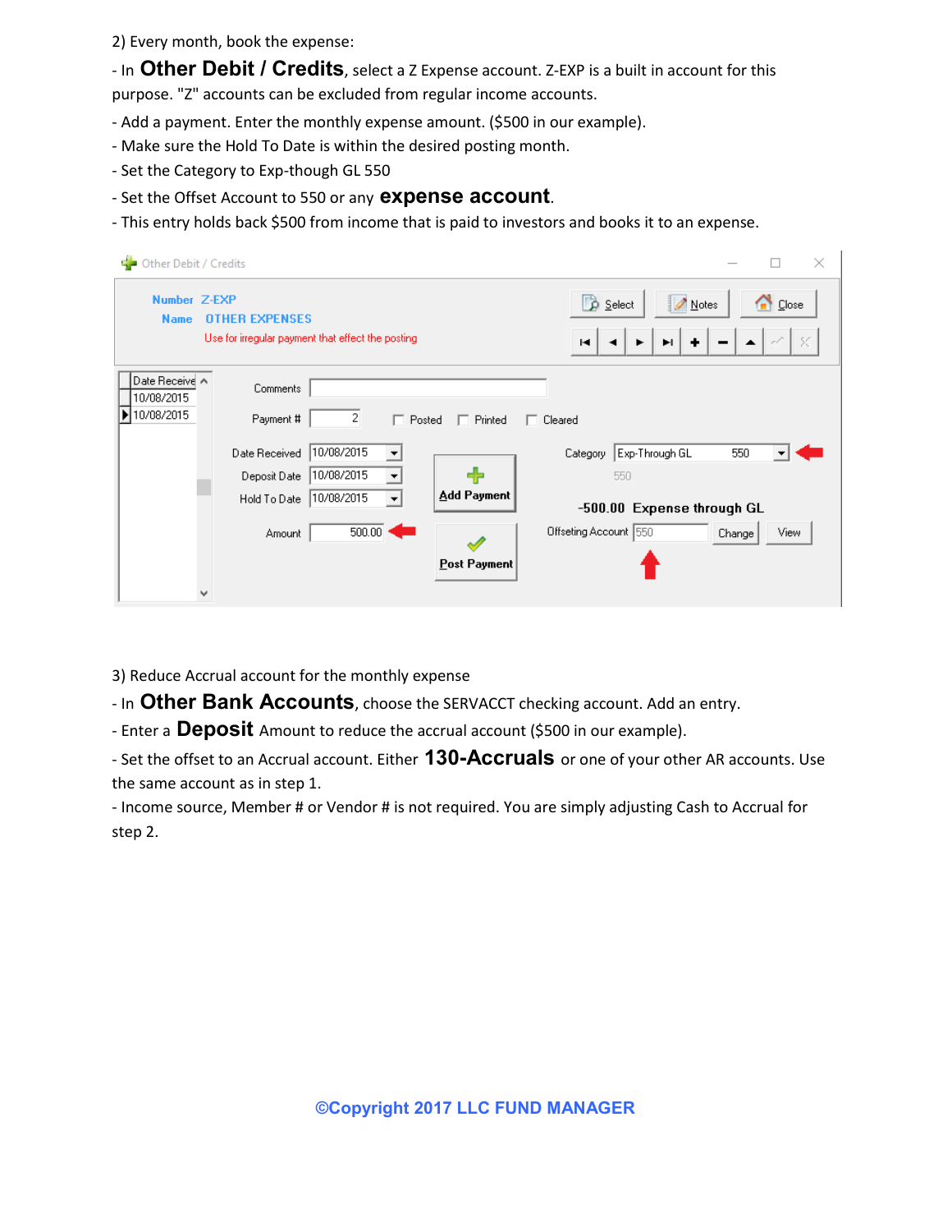2) Every month, book the expense:

- In **Other Debit / Credits**, select a Z Expense account. Z-EXP is a built in account for this purpose. "Z" accounts can be excluded from regular income accounts.
- Add a payment. Enter the monthly expense amount. ($500 in our example).
- Make sure the Hold To Date is within the desired posting month.
- Set the Category to Exp-though GL 550
- Set the Offset Account to 550 or any **expense account**.
- This entry holds back $500 from income that is paid to investors and books it to an expense.

3) Reduce Accrual account for the monthly expense

- In **Other Bank Accounts**, choose the SERVACCT checking account. Add an entry.
- Enter a **Deposit** Amount to reduce the accrual account ($500 in our example).
- Set the offset to an Accrual account. Either **130-Accruals** or one of your other AR accounts. Use the same account as in step 1.
- Income source, Member # or Vendor # is not required. You are simply adjusting Cash to Accrual for step 2.